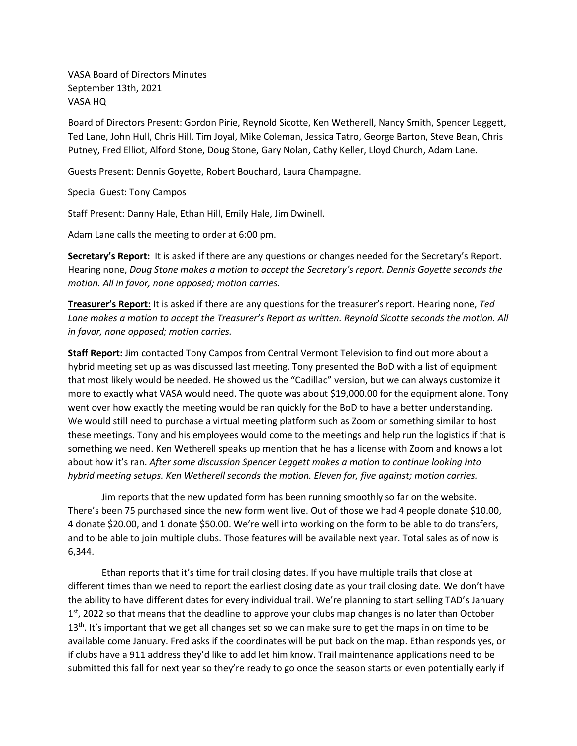VASA Board of Directors Minutes
September 13th, 2021
VASA HQ

Board of Directors Present: Gordon Pirie, Reynold Sicotte, Ken Wetherell, Nancy Smith, Spencer Leggett, Ted Lane, John Hull, Chris Hill, Tim Joyal, Mike Coleman, Jessica Tatro, George Barton, Steve Bean, Chris Putney, Fred Elliot, Alford Stone, Doug Stone, Gary Nolan, Cathy Keller, Lloyd Church, Adam Lane.

Guests Present: Dennis Goyette, Robert Bouchard, Laura Champagne.

Special Guest: Tony Campos

Staff Present: Danny Hale, Ethan Hill, Emily Hale, Jim Dwinell.

Adam Lane calls the meeting to order at 6:00 pm.

**Secretary's Report:** It is asked if there are any questions or changes needed for the Secretary's Report. Hearing none, *Doug Stone makes a motion to accept the Secretary's report. Dennis Goyette seconds the motion. All in favor, none opposed; motion carries.*

**Treasurer's Report:** It is asked if there are any questions for the treasurer's report. Hearing none, *Ted Lane makes a motion to accept the Treasurer's Report as written. Reynold Sicotte seconds the motion. All in favor, none opposed; motion carries.*

**Staff Report:** Jim contacted Tony Campos from Central Vermont Television to find out more about a hybrid meeting set up as was discussed last meeting. Tony presented the BoD with a list of equipment that most likely would be needed. He showed us the "Cadillac" version, but we can always customize it more to exactly what VASA would need. The quote was about $19,000.00 for the equipment alone. Tony went over how exactly the meeting would be ran quickly for the BoD to have a better understanding. We would still need to purchase a virtual meeting platform such as Zoom or something similar to host these meetings. Tony and his employees would come to the meetings and help run the logistics if that is something we need. Ken Wetherell speaks up mention that he has a license with Zoom and knows a lot about how it's ran. *After some discussion Spencer Leggett makes a motion to continue looking into hybrid meeting setups. Ken Wetherell seconds the motion. Eleven for, five against; motion carries.*

Jim reports that the new updated form has been running smoothly so far on the website. There's been 75 purchased since the new form went live. Out of those we had 4 people donate $10.00, 4 donate $20.00, and 1 donate $50.00. We're well into working on the form to be able to do transfers, and to be able to join multiple clubs. Those features will be available next year. Total sales as of now is 6,344.

Ethan reports that it's time for trail closing dates. If you have multiple trails that close at different times than we need to report the earliest closing date as your trail closing date. We don't have the ability to have different dates for every individual trail. We're planning to start selling TAD's January 1st, 2022 so that means that the deadline to approve your clubs map changes is no later than October 13th. It's important that we get all changes set so we can make sure to get the maps in on time to be available come January. Fred asks if the coordinates will be put back on the map. Ethan responds yes, or if clubs have a 911 address they'd like to add let him know. Trail maintenance applications need to be submitted this fall for next year so they're ready to go once the season starts or even potentially early if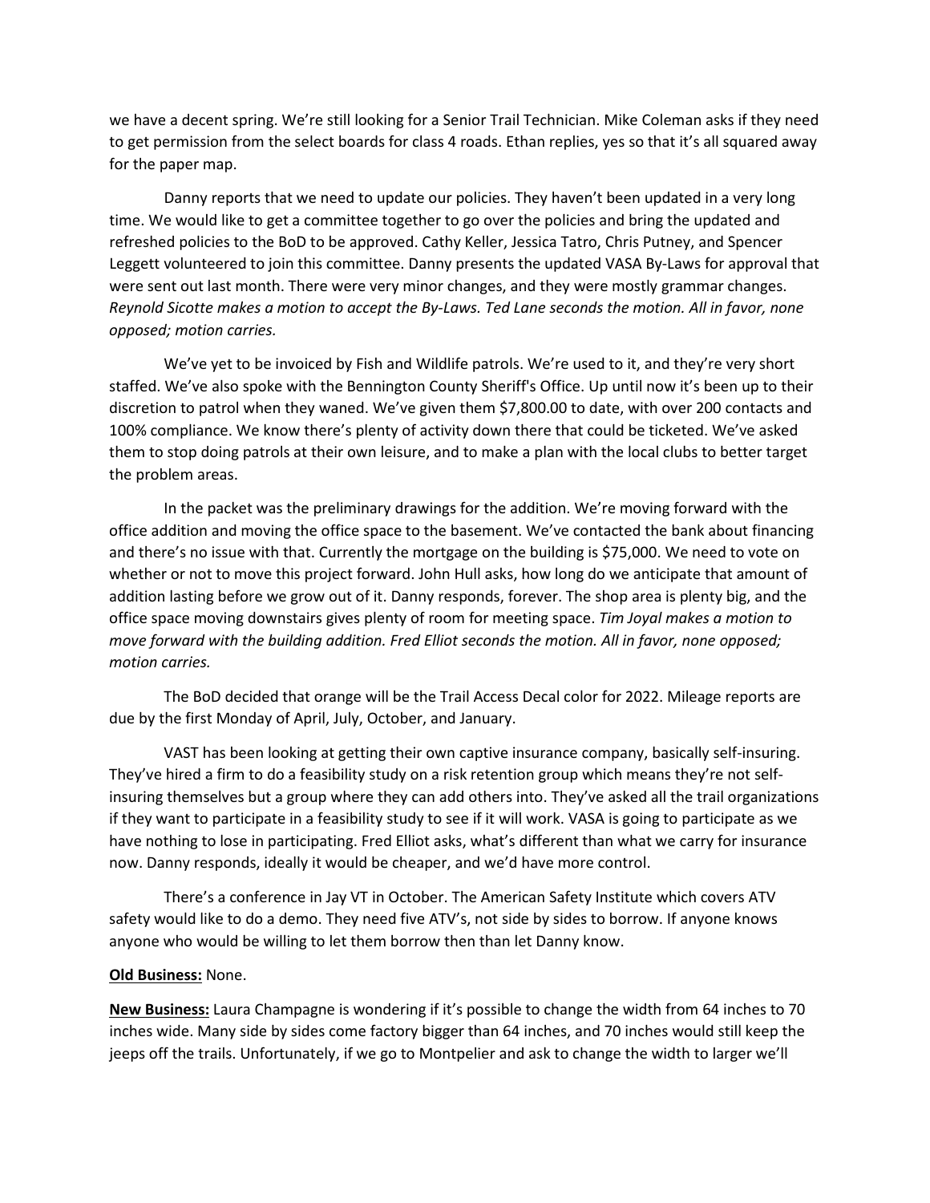we have a decent spring. We're still looking for a Senior Trail Technician. Mike Coleman asks if they need to get permission from the select boards for class 4 roads. Ethan replies, yes so that it's all squared away for the paper map.

Danny reports that we need to update our policies. They haven't been updated in a very long time. We would like to get a committee together to go over the policies and bring the updated and refreshed policies to the BoD to be approved. Cathy Keller, Jessica Tatro, Chris Putney, and Spencer Leggett volunteered to join this committee. Danny presents the updated VASA By-Laws for approval that were sent out last month. There were very minor changes, and they were mostly grammar changes. *Reynold Sicotte makes a motion to accept the By-Laws. Ted Lane seconds the motion. All in favor, none opposed; motion carries.*

We've yet to be invoiced by Fish and Wildlife patrols. We're used to it, and they're very short staffed. We've also spoke with the Bennington County Sheriff's Office. Up until now it's been up to their discretion to patrol when they waned. We've given them $7,800.00 to date, with over 200 contacts and 100% compliance. We know there's plenty of activity down there that could be ticketed. We've asked them to stop doing patrols at their own leisure, and to make a plan with the local clubs to better target the problem areas.

In the packet was the preliminary drawings for the addition. We're moving forward with the office addition and moving the office space to the basement. We've contacted the bank about financing and there's no issue with that. Currently the mortgage on the building is $75,000. We need to vote on whether or not to move this project forward. John Hull asks, how long do we anticipate that amount of addition lasting before we grow out of it. Danny responds, forever. The shop area is plenty big, and the office space moving downstairs gives plenty of room for meeting space. *Tim Joyal makes a motion to move forward with the building addition. Fred Elliot seconds the motion. All in favor, none opposed; motion carries.*

The BoD decided that orange will be the Trail Access Decal color for 2022. Mileage reports are due by the first Monday of April, July, October, and January.

VAST has been looking at getting their own captive insurance company, basically self-insuring. They've hired a firm to do a feasibility study on a risk retention group which means they're not self-insuring themselves but a group where they can add others into. They've asked all the trail organizations if they want to participate in a feasibility study to see if it will work. VASA is going to participate as we have nothing to lose in participating. Fred Elliot asks, what's different than what we carry for insurance now. Danny responds, ideally it would be cheaper, and we'd have more control.

There's a conference in Jay VT in October. The American Safety Institute which covers ATV safety would like to do a demo. They need five ATV's, not side by sides to borrow. If anyone knows anyone who would be willing to let them borrow then than let Danny know.

**Old Business:** None.

**New Business:** Laura Champagne is wondering if it's possible to change the width from 64 inches to 70 inches wide. Many side by sides come factory bigger than 64 inches, and 70 inches would still keep the jeeps off the trails. Unfortunately, if we go to Montpelier and ask to change the width to larger we'll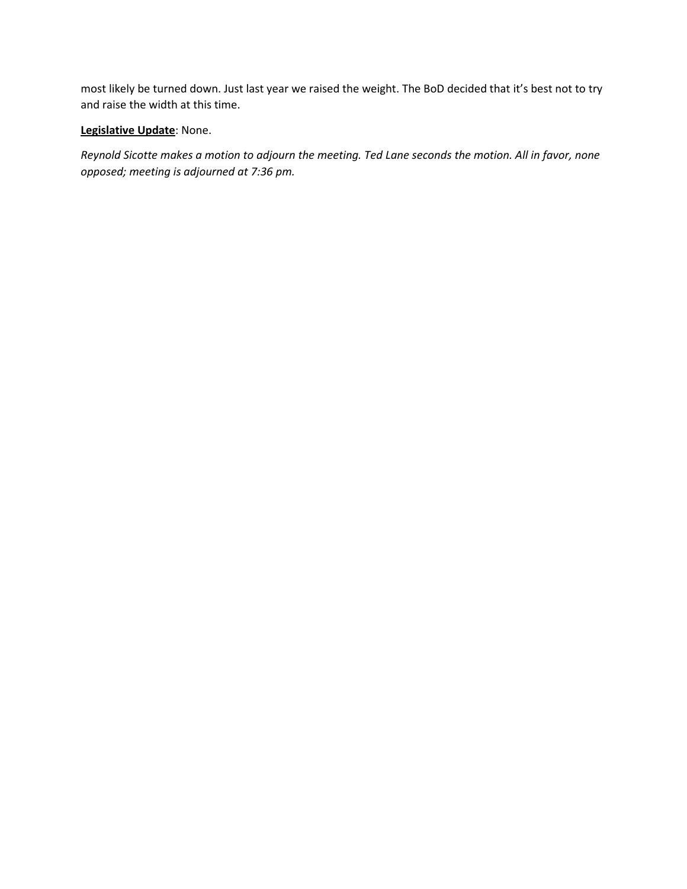most likely be turned down. Just last year we raised the weight. The BoD decided that it's best not to try and raise the width at this time.

**<u>Legislative Update</u>**: None.

*Reynold Sicotte makes a motion to adjourn the meeting. Ted Lane seconds the motion. All in favor, none opposed; meeting is adjourned at 7:36 pm.*